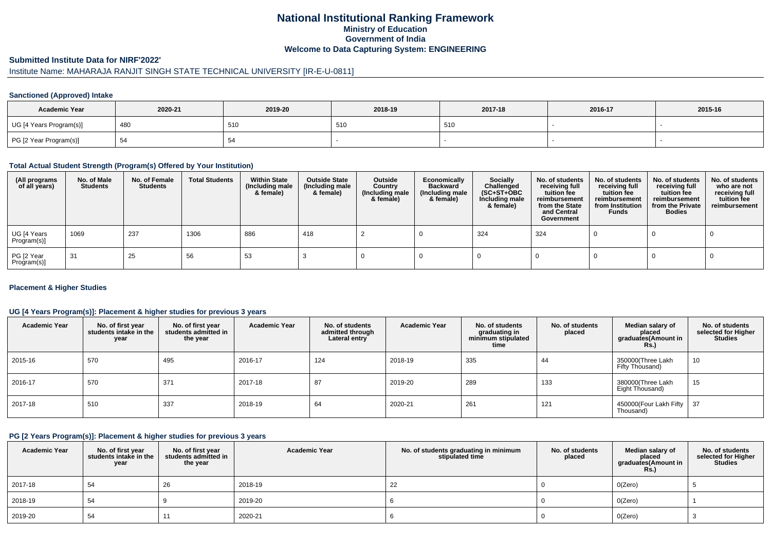# National Institutional Ranking Framework

## Ministry of Education

## Government of India

## Welcome to Data Capturing System: ENGINEERING

### Submitted Institute Data for NIRF'2022'

Institute Name: MAHARAJA RANJIT SINGH STATE TECHNICAL UNIVERSITY [IR-E-U-0811]

#### Sanctioned (Approved) Intake

| Academic Year | 2020-21 | 2019-20 | 2018-19 | 2017-18 | 2016-17 | 2015-16 |
|---|---|---|---|---|---|---|
| UG [4 Years Program(s)] | 480 | 510 | 510 | 510 | - | - |
| PG [2 Year Program(s)] | 54 | 54 | - | - | - | - |

#### Total Actual Student Strength (Program(s) Offered by Your Institution)

| (All programs of all years) | No. of Male Students | No. of Female Students | Total Students | Within State (Including male & female) | Outside State (Including male & female) | Outside Country (Including male & female) | Economically Backward (Including male & female) | Socially Challenged (SC+ST+OBC Including male & female) | No. of students receiving full tuition fee reimbursement from the State and Central Government | No. of students receiving full tuition fee reimbursement from Institution Funds | No. of students receiving full tuition fee reimbursement from the Private Bodies | No. of students who are not receiving full tuition fee reimbursement |
|---|---|---|---|---|---|---|---|---|---|---|---|---|
| UG [4 Years Program(s)] | 1069 | 237 | 1306 | 886 | 418 | 2 | 0 | 324 | 324 | 0 | 0 | 0 |
| PG [2 Year Program(s)] | 31 | 25 | 56 | 53 | 3 | 0 | 0 | 0 | 0 | 0 | 0 | 0 |

#### Placement & Higher Studies

#### UG [4 Years Program(s)]: Placement & higher studies for previous 3 years

| Academic Year | No. of first year students intake in the year | No. of first year students admitted in the year | Academic Year | No. of students admitted through Lateral entry | Academic Year | No. of students graduating in minimum stipulated time | No. of students placed | Median salary of placed graduates(Amount in Rs.) | No. of students selected for Higher Studies |
|---|---|---|---|---|---|---|---|---|---|
| 2015-16 | 570 | 495 | 2016-17 | 124 | 2018-19 | 335 | 44 | 350000(Three Lakh Fifty Thousand) | 10 |
| 2016-17 | 570 | 371 | 2017-18 | 87 | 2019-20 | 289 | 133 | 380000(Three Lakh Eight Thousand) | 15 |
| 2017-18 | 510 | 337 | 2018-19 | 64 | 2020-21 | 261 | 121 | 450000(Four Lakh Fifty Thousand) | 37 |

#### PG [2 Years Program(s)]: Placement & higher studies for previous 3 years

| Academic Year | No. of first year students intake in the year | No. of first year students admitted in the year | Academic Year | No. of students graduating in minimum stipulated time | No. of students placed | Median salary of placed graduates(Amount in Rs.) | No. of students selected for Higher Studies |
|---|---|---|---|---|---|---|---|
| 2017-18 | 54 | 26 | 2018-19 | 22 | 0 | 0(Zero) | 5 |
| 2018-19 | 54 | 9 | 2019-20 | 6 | 0 | 0(Zero) | 1 |
| 2019-20 | 54 | 11 | 2020-21 | 6 | 0 | 0(Zero) | 3 |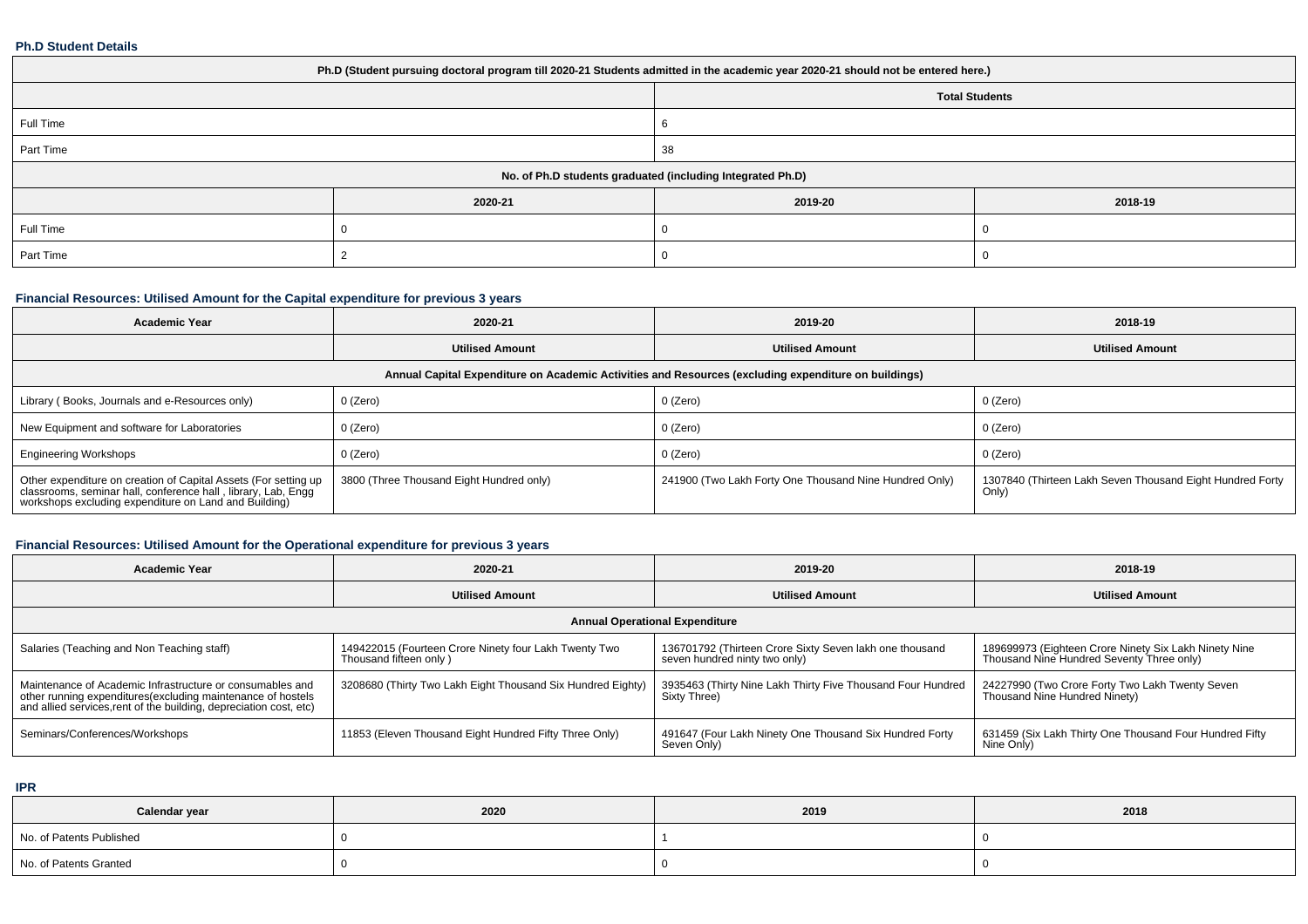**Ph.D Student Details**

| Ph.D (Student pursuing doctoral program till 2020-21 Students admitted in the academic year 2020-21 should not be entered here.) | | | |
|---|---|---|---|
| | Total Students | | |
| Full Time | 6 | | |
| Part Time | 38 | | |
| No. of Ph.D students graduated (including Integrated Ph.D) | | | |
| | 2020-21 | 2019-20 | 2018-19 |
| Full Time | 0 | 0 | 0 |
| Part Time | 2 | 0 | 0 |

**Financial Resources: Utilised Amount for the Capital expenditure for previous 3 years**

| Academic Year | 2020-21 | 2019-20 | 2018-19 |
|---|---|---|---|
| | Utilised Amount | Utilised Amount | Utilised Amount |
| Annual Capital Expenditure on Academic Activities and Resources (excluding expenditure on buildings) | | | |
| Library ( Books, Journals and e-Resources only) | 0 (Zero) | 0 (Zero) | 0 (Zero) |
| New Equipment and software for Laboratories | 0 (Zero) | 0 (Zero) | 0 (Zero) |
| Engineering Workshops | 0 (Zero) | 0 (Zero) | 0 (Zero) |
| Other expenditure on creation of Capital Assets (For setting up classrooms, seminar hall, conference hall , library, Lab, Engg workshops excluding expenditure on Land and Building) | 3800 (Three Thousand Eight Hundred only) | 241900 (Two Lakh Forty One Thousand Nine Hundred Only) | 1307840 (Thirteen Lakh Seven Thousand Eight Hundred Forty Only) |

**Financial Resources: Utilised Amount for the Operational expenditure for previous 3 years**

| Academic Year | 2020-21 | 2019-20 | 2018-19 |
|---|---|---|---|
| | Utilised Amount | Utilised Amount | Utilised Amount |
| Annual Operational Expenditure | | | |
| Salaries (Teaching and Non Teaching staff) | 149422015 (Fourteen Crore Ninety four Lakh Twenty Two Thousand fifteen only ) | 136701792 (Thirteen Crore Sixty Seven lakh one thousand seven hundred ninty two only) | 189699973 (Eighteen Crore Ninety Six Lakh Ninety Nine Thousand Nine Hundred Seventy Three only) |
| Maintenance of Academic Infrastructure or consumables and other running expenditures(excluding maintenance of hostels and allied services,rent of the building, depreciation cost, etc) | 3208680 (Thirty Two Lakh Eight Thousand Six Hundred Eighty) | 3935463 (Thirty Nine Lakh Thirty Five Thousand Four Hundred Sixty Three) | 24227990 (Two Crore Forty Two Lakh Twenty Seven Thousand Nine Hundred Ninety) |
| Seminars/Conferences/Workshops | 11853 (Eleven Thousand Eight Hundred Fifty Three Only) | 491647 (Four Lakh Ninety One Thousand Six Hundred Forty Seven Only) | 631459 (Six Lakh Thirty One Thousand Four Hundred Fifty Nine Only) |

**IPR**

| Calendar year | 2020 | 2019 | 2018 |
|---|---|---|---|
| No. of Patents Published | 0 | 1 | 0 |
| No. of Patents Granted | 0 | 0 | 0 |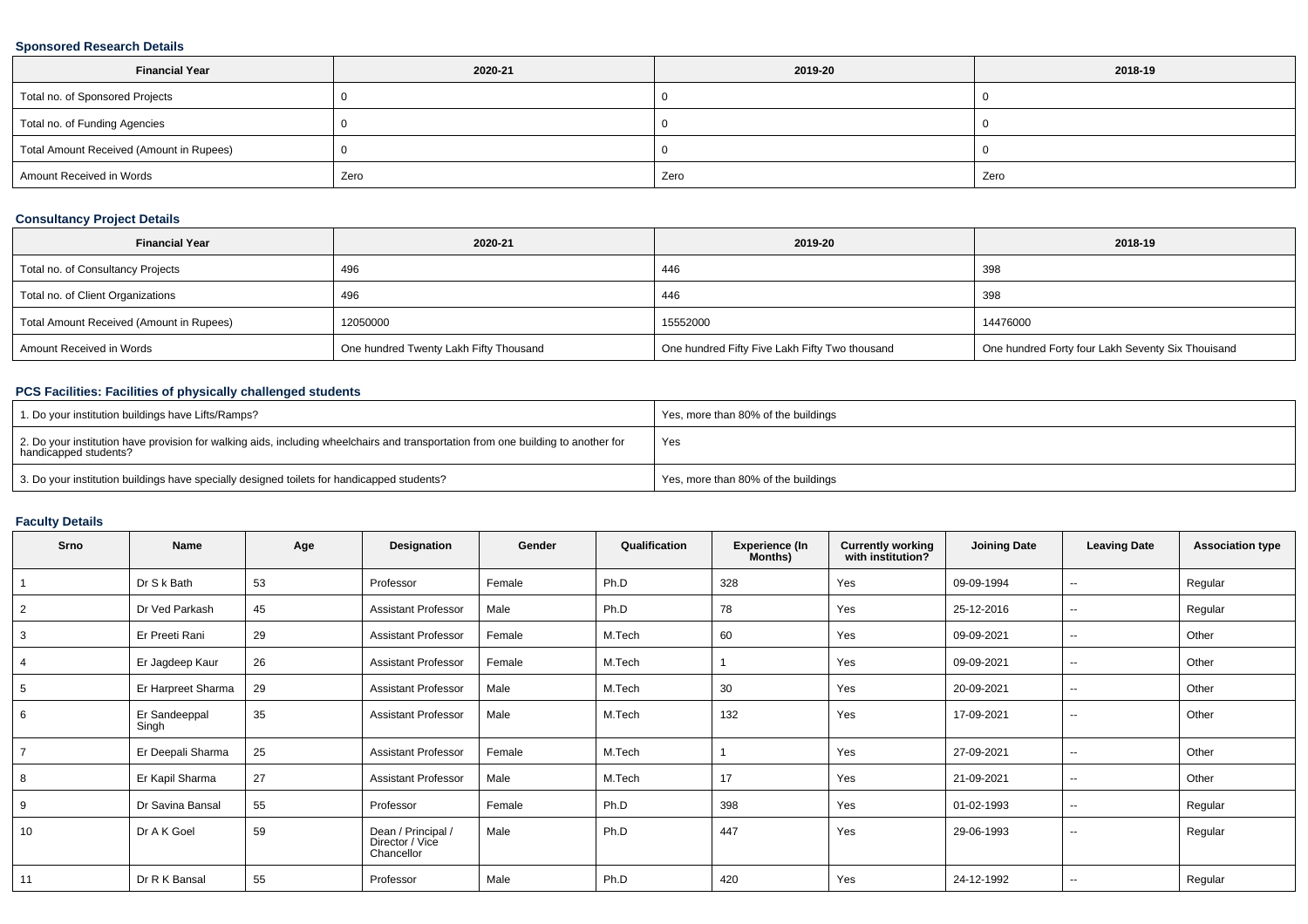### Sponsored Research Details

| Financial Year | 2020-21 | 2019-20 | 2018-19 |
| --- | --- | --- | --- |
| Total no. of Sponsored Projects | 0 | 0 | 0 |
| Total no. of Funding Agencies | 0 | 0 | 0 |
| Total Amount Received (Amount in Rupees) | 0 | 0 | 0 |
| Amount Received in Words | Zero | Zero | Zero |

### Consultancy Project Details

| Financial Year | 2020-21 | 2019-20 | 2018-19 |
| --- | --- | --- | --- |
| Total no. of Consultancy Projects | 496 | 446 | 398 |
| Total no. of Client Organizations | 496 | 446 | 398 |
| Total Amount Received (Amount in Rupees) | 12050000 | 15552000 | 14476000 |
| Amount Received in Words | One hundred Twenty Lakh Fifty Thousand | One hundred Fifty Five Lakh Fifty Two thousand | One hundred Forty four Lakh Seventy Six Thouisand |

### PCS Facilities: Facilities of physically challenged students

| | |
| --- | --- |
| 1. Do your institution buildings have Lifts/Ramps? | Yes, more than 80% of the buildings |
| 2. Do your institution have provision for walking aids, including wheelchairs and transportation from one building to another for handicapped students? | Yes |
| 3. Do your institution buildings have specially designed toilets for handicapped students? | Yes, more than 80% of the buildings |

### Faculty Details

| Srno | Name | Age | Designation | Gender | Qualification | Experience (In Months) | Currently working with institution? | Joining Date | Leaving Date | Association type |
| --- | --- | --- | --- | --- | --- | --- | --- | --- | --- | --- |
| 1 | Dr S k Bath | 53 | Professor | Female | Ph.D | 328 | Yes | 09-09-1994 | -- | Regular |
| 2 | Dr Ved Parkash | 45 | Assistant Professor | Male | Ph.D | 78 | Yes | 25-12-2016 | -- | Regular |
| 3 | Er Preeti Rani | 29 | Assistant Professor | Female | M.Tech | 60 | Yes | 09-09-2021 | -- | Other |
| 4 | Er Jagdeep Kaur | 26 | Assistant Professor | Female | M.Tech | 1 | Yes | 09-09-2021 | -- | Other |
| 5 | Er Harpreet Sharma | 29 | Assistant Professor | Male | M.Tech | 30 | Yes | 20-09-2021 | -- | Other |
| 6 | Er Sandeeppal Singh | 35 | Assistant Professor | Male | M.Tech | 132 | Yes | 17-09-2021 | -- | Other |
| 7 | Er Deepali Sharma | 25 | Assistant Professor | Female | M.Tech | 1 | Yes | 27-09-2021 | -- | Other |
| 8 | Er Kapil Sharma | 27 | Assistant Professor | Male | M.Tech | 17 | Yes | 21-09-2021 | -- | Other |
| 9 | Dr Savina Bansal | 55 | Professor | Female | Ph.D | 398 | Yes | 01-02-1993 | -- | Regular |
| 10 | Dr A K Goel | 59 | Dean / Principal / Director / Vice Chancellor | Male | Ph.D | 447 | Yes | 29-06-1993 | -- | Regular |
| 11 | Dr R K Bansal | 55 | Professor | Male | Ph.D | 420 | Yes | 24-12-1992 | -- | Regular |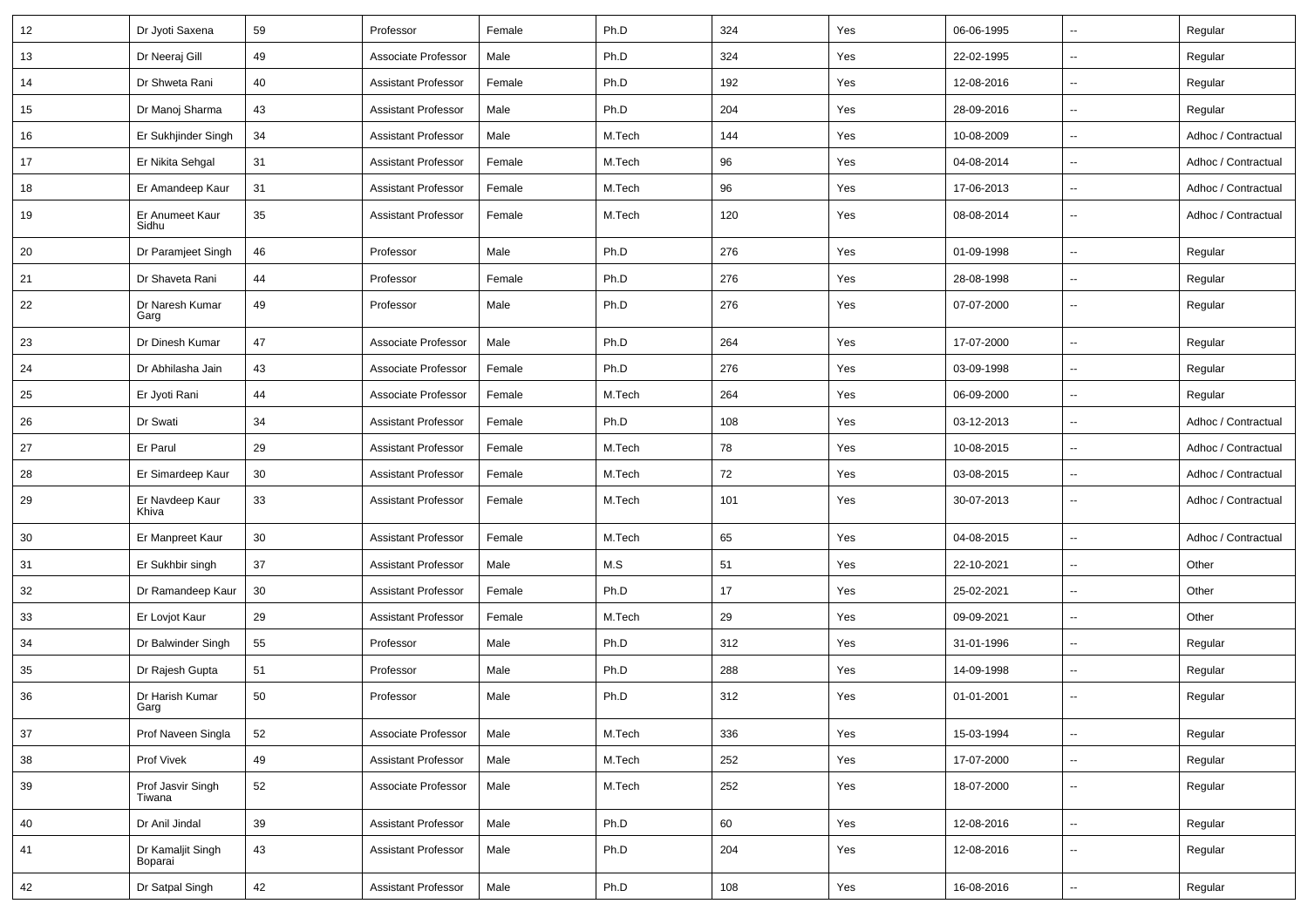| 12 | Dr Jyoti Saxena | 59 | Professor | Female | Ph.D | 324 | Yes | 06-06-1995 | -- | Regular |
|---|---|---|---|---|---|---|---|---|---|---|
| 13 | Dr Neeraj Gill | 49 | Associate Professor | Male | Ph.D | 324 | Yes | 22-02-1995 | -- | Regular |
| 14 | Dr Shweta Rani | 40 | Assistant Professor | Female | Ph.D | 192 | Yes | 12-08-2016 | -- | Regular |
| 15 | Dr Manoj Sharma | 43 | Assistant Professor | Male | Ph.D | 204 | Yes | 28-09-2016 | -- | Regular |
| 16 | Er Sukhjinder Singh | 34 | Assistant Professor | Male | M.Tech | 144 | Yes | 10-08-2009 | -- | Adhoc / Contractual |
| 17 | Er Nikita Sehgal | 31 | Assistant Professor | Female | M.Tech | 96 | Yes | 04-08-2014 | -- | Adhoc / Contractual |
| 18 | Er Amandeep Kaur | 31 | Assistant Professor | Female | M.Tech | 96 | Yes | 17-06-2013 | -- | Adhoc / Contractual |
| 19 | Er Anumeet Kaur Sidhu | 35 | Assistant Professor | Female | M.Tech | 120 | Yes | 08-08-2014 | -- | Adhoc / Contractual |
| 20 | Dr Paramjeet Singh | 46 | Professor | Male | Ph.D | 276 | Yes | 01-09-1998 | -- | Regular |
| 21 | Dr Shaveta Rani | 44 | Professor | Female | Ph.D | 276 | Yes | 28-08-1998 | -- | Regular |
| 22 | Dr Naresh Kumar Garg | 49 | Professor | Male | Ph.D | 276 | Yes | 07-07-2000 | -- | Regular |
| 23 | Dr Dinesh Kumar | 47 | Associate Professor | Male | Ph.D | 264 | Yes | 17-07-2000 | -- | Regular |
| 24 | Dr Abhilasha Jain | 43 | Associate Professor | Female | Ph.D | 276 | Yes | 03-09-1998 | -- | Regular |
| 25 | Er Jyoti Rani | 44 | Associate Professor | Female | M.Tech | 264 | Yes | 06-09-2000 | -- | Regular |
| 26 | Dr Swati | 34 | Assistant Professor | Female | Ph.D | 108 | Yes | 03-12-2013 | -- | Adhoc / Contractual |
| 27 | Er Parul | 29 | Assistant Professor | Female | M.Tech | 78 | Yes | 10-08-2015 | -- | Adhoc / Contractual |
| 28 | Er Simardeep Kaur | 30 | Assistant Professor | Female | M.Tech | 72 | Yes | 03-08-2015 | -- | Adhoc / Contractual |
| 29 | Er Navdeep Kaur Khiva | 33 | Assistant Professor | Female | M.Tech | 101 | Yes | 30-07-2013 | -- | Adhoc / Contractual |
| 30 | Er Manpreet Kaur | 30 | Assistant Professor | Female | M.Tech | 65 | Yes | 04-08-2015 | -- | Adhoc / Contractual |
| 31 | Er Sukhbir singh | 37 | Assistant Professor | Male | M.S | 51 | Yes | 22-10-2021 | -- | Other |
| 32 | Dr Ramandeep Kaur | 30 | Assistant Professor | Female | Ph.D | 17 | Yes | 25-02-2021 | -- | Other |
| 33 | Er Lovjot Kaur | 29 | Assistant Professor | Female | M.Tech | 29 | Yes | 09-09-2021 | -- | Other |
| 34 | Dr Balwinder Singh | 55 | Professor | Male | Ph.D | 312 | Yes | 31-01-1996 | -- | Regular |
| 35 | Dr Rajesh Gupta | 51 | Professor | Male | Ph.D | 288 | Yes | 14-09-1998 | -- | Regular |
| 36 | Dr Harish Kumar Garg | 50 | Professor | Male | Ph.D | 312 | Yes | 01-01-2001 | -- | Regular |
| 37 | Prof Naveen Singla | 52 | Associate Professor | Male | M.Tech | 336 | Yes | 15-03-1994 | -- | Regular |
| 38 | Prof Vivek | 49 | Assistant Professor | Male | M.Tech | 252 | Yes | 17-07-2000 | -- | Regular |
| 39 | Prof Jasvir Singh Tiwana | 52 | Associate Professor | Male | M.Tech | 252 | Yes | 18-07-2000 | -- | Regular |
| 40 | Dr Anil Jindal | 39 | Assistant Professor | Male | Ph.D | 60 | Yes | 12-08-2016 | -- | Regular |
| 41 | Dr Kamaljit Singh Boparai | 43 | Assistant Professor | Male | Ph.D | 204 | Yes | 12-08-2016 | -- | Regular |
| 42 | Dr Satpal Singh | 42 | Assistant Professor | Male | Ph.D | 108 | Yes | 16-08-2016 | -- | Regular |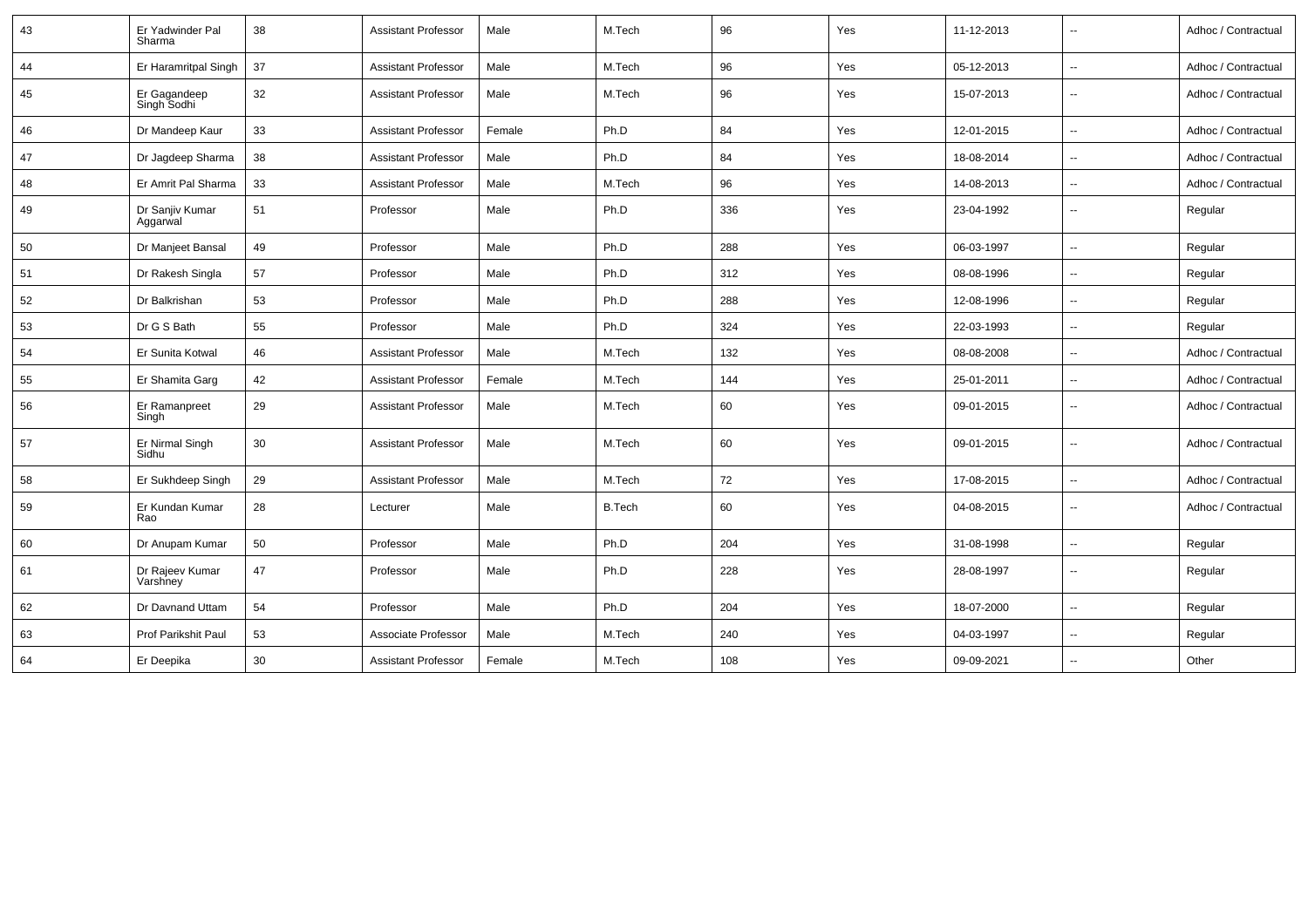| | | | | | | | | | | |
|---|---|---|---|---|---|---|---|---|---|---|
| 43 | Er Yadwinder Pal Sharma | 38 | Assistant Professor | Male | M.Tech | 96 | Yes | 11-12-2013 | -- | Adhoc / Contractual |
| 44 | Er Haramritpal Singh | 37 | Assistant Professor | Male | M.Tech | 96 | Yes | 05-12-2013 | -- | Adhoc / Contractual |
| 45 | Er Gagandeep Singh Sodhi | 32 | Assistant Professor | Male | M.Tech | 96 | Yes | 15-07-2013 | -- | Adhoc / Contractual |
| 46 | Dr Mandeep Kaur | 33 | Assistant Professor | Female | Ph.D | 84 | Yes | 12-01-2015 | -- | Adhoc / Contractual |
| 47 | Dr Jagdeep Sharma | 38 | Assistant Professor | Male | Ph.D | 84 | Yes | 18-08-2014 | -- | Adhoc / Contractual |
| 48 | Er Amrit Pal Sharma | 33 | Assistant Professor | Male | M.Tech | 96 | Yes | 14-08-2013 | -- | Adhoc / Contractual |
| 49 | Dr Sanjiv Kumar Aggarwal | 51 | Professor | Male | Ph.D | 336 | Yes | 23-04-1992 | -- | Regular |
| 50 | Dr Manjeet Bansal | 49 | Professor | Male | Ph.D | 288 | Yes | 06-03-1997 | -- | Regular |
| 51 | Dr Rakesh Singla | 57 | Professor | Male | Ph.D | 312 | Yes | 08-08-1996 | -- | Regular |
| 52 | Dr Balkrishan | 53 | Professor | Male | Ph.D | 288 | Yes | 12-08-1996 | -- | Regular |
| 53 | Dr G S Bath | 55 | Professor | Male | Ph.D | 324 | Yes | 22-03-1993 | -- | Regular |
| 54 | Er Sunita Kotwal | 46 | Assistant Professor | Male | M.Tech | 132 | Yes | 08-08-2008 | -- | Adhoc / Contractual |
| 55 | Er Shamita Garg | 42 | Assistant Professor | Female | M.Tech | 144 | Yes | 25-01-2011 | -- | Adhoc / Contractual |
| 56 | Er Ramanpreet Singh | 29 | Assistant Professor | Male | M.Tech | 60 | Yes | 09-01-2015 | -- | Adhoc / Contractual |
| 57 | Er Nirmal Singh Sidhu | 30 | Assistant Professor | Male | M.Tech | 60 | Yes | 09-01-2015 | -- | Adhoc / Contractual |
| 58 | Er Sukhdeep Singh | 29 | Assistant Professor | Male | M.Tech | 72 | Yes | 17-08-2015 | -- | Adhoc / Contractual |
| 59 | Er Kundan Kumar Rao | 28 | Lecturer | Male | B.Tech | 60 | Yes | 04-08-2015 | -- | Adhoc / Contractual |
| 60 | Dr Anupam Kumar | 50 | Professor | Male | Ph.D | 204 | Yes | 31-08-1998 | -- | Regular |
| 61 | Dr Rajeev Kumar Varshney | 47 | Professor | Male | Ph.D | 228 | Yes | 28-08-1997 | -- | Regular |
| 62 | Dr Davnand Uttam | 54 | Professor | Male | Ph.D | 204 | Yes | 18-07-2000 | -- | Regular |
| 63 | Prof Parikshit Paul | 53 | Associate Professor | Male | M.Tech | 240 | Yes | 04-03-1997 | -- | Regular |
| 64 | Er Deepika | 30 | Assistant Professor | Female | M.Tech | 108 | Yes | 09-09-2021 | -- | Other |